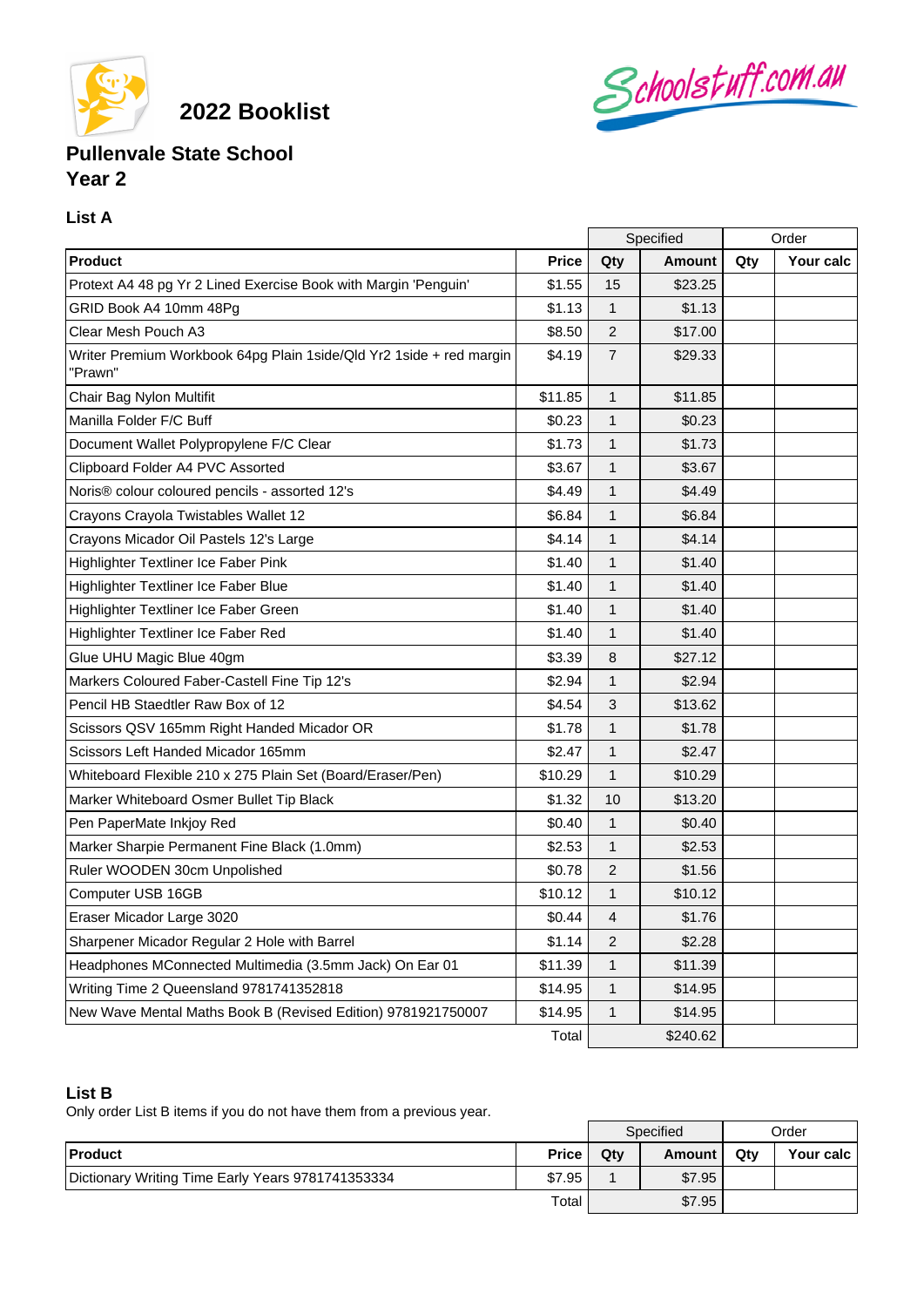# 2022 Booklist

## Pullenvale State School
## Year 2

### List A

| | | Specified | | Order | |
|---|---|---|---|---|---|
| **Product** | **Price** | **Qty** | **Amount** | **Qty** | **Your calc** |
| Protext A4 48 pg Yr 2 Lined Exercise Book with Margin 'Penguin' | $1.55 | 15 | $23.25 | | |
| GRID Book A4 10mm 48Pg | $1.13 | 1 | $1.13 | | |
| Clear Mesh Pouch A3 | $8.50 | 2 | $17.00 | | |
| Writer Premium Workbook 64pg Plain 1side/Qld Yr2 1side + red margin "Prawn" | $4.19 | 7 | $29.33 | | |
| Chair Bag Nylon Multifit | $11.85 | 1 | $11.85 | | |
| Manilla Folder F/C Buff | $0.23 | 1 | $0.23 | | |
| Document Wallet Polypropylene F/C Clear | $1.73 | 1 | $1.73 | | |
| Clipboard Folder A4 PVC Assorted | $3.67 | 1 | $3.67 | | |
| Noris® colour coloured pencils - assorted 12's | $4.49 | 1 | $4.49 | | |
| Crayons Crayola Twistables Wallet 12 | $6.84 | 1 | $6.84 | | |
| Crayons Micador Oil Pastels 12's Large | $4.14 | 1 | $4.14 | | |
| Highlighter Textliner Ice Faber Pink | $1.40 | 1 | $1.40 | | |
| Highlighter Textliner Ice Faber Blue | $1.40 | 1 | $1.40 | | |
| Highlighter Textliner Ice Faber Green | $1.40 | 1 | $1.40 | | |
| Highlighter Textliner Ice Faber Red | $1.40 | 1 | $1.40 | | |
| Glue UHU Magic Blue 40gm | $3.39 | 8 | $27.12 | | |
| Markers Coloured Faber-Castell Fine Tip 12's | $2.94 | 1 | $2.94 | | |
| Pencil HB Staedtler Raw Box of 12 | $4.54 | 3 | $13.62 | | |
| Scissors QSV 165mm Right Handed Micador OR | $1.78 | 1 | $1.78 | | |
| Scissors Left Handed Micador 165mm | $2.47 | 1 | $2.47 | | |
| Whiteboard Flexible 210 x 275 Plain Set (Board/Eraser/Pen) | $10.29 | 1 | $10.29 | | |
| Marker Whiteboard Osmer Bullet Tip Black | $1.32 | 10 | $13.20 | | |
| Pen PaperMate Inkjoy Red | $0.40 | 1 | $0.40 | | |
| Marker Sharpie Permanent Fine Black (1.0mm) | $2.53 | 1 | $2.53 | | |
| Ruler WOODEN 30cm Unpolished | $0.78 | 2 | $1.56 | | |
| Computer USB 16GB | $10.12 | 1 | $10.12 | | |
| Eraser Micador Large 3020 | $0.44 | 4 | $1.76 | | |
| Sharpener Micador Regular 2 Hole with Barrel | $1.14 | 2 | $2.28 | | |
| Headphones MConnected Multimedia (3.5mm Jack) On Ear 01 | $11.39 | 1 | $11.39 | | |
| Writing Time 2 Queensland 9781741352818 | $14.95 | 1 | $14.95 | | |
| New Wave Mental Maths Book B (Revised Edition) 9781921750007 | $14.95 | 1 | $14.95 | | |
| | Total | | $240.62 | | |

### List B

Only order List B items if you do not have them from a previous year.

| | | Specified | | Order | |
|---|---|---|---|---|---|
| **Product** | **Price** | **Qty** | **Amount** | **Qty** | **Your calc** |
| Dictionary Writing Time Early Years 9781741353334 | $7.95 | 1 | $7.95 | | |
| | Total | | $7.95 | | |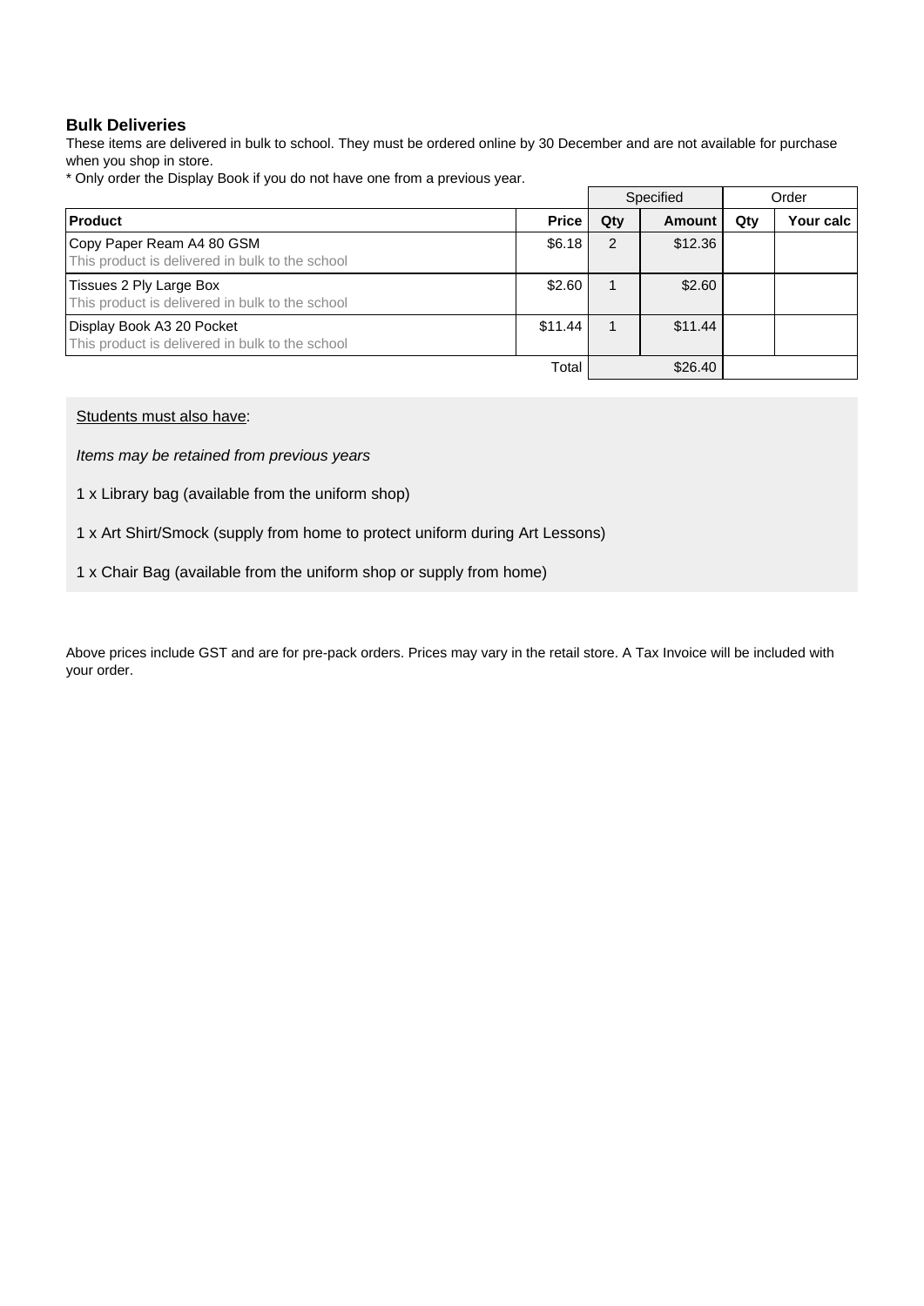### Bulk Deliveries

These items are delivered in bulk to school. They must be ordered online by 30 December and are not available for purchase when you shop in store.

* Only order the Display Book if you do not have one from a previous year.

| | | Specified | | Order | |
|---|---|---|---|---|---|
| **Product** | **Price** | **Qty** | **Amount** | **Qty** | **Your calc** |
| Copy Paper Ream A4 80 GSM<br>This product is delivered in bulk to the school | $6.18 | 2 | $12.36 | | |
| Tissues 2 Ply Large Box<br>This product is delivered in bulk to the school | $2.60 | 1 | $2.60 | | |
| Display Book A3 20 Pocket<br>This product is delivered in bulk to the school | $11.44 | 1 | $11.44 | | |
| | Total | | $26.40 | | |

Students must also have:

*Items may be retained from previous years*

1 x Library bag (available from the uniform shop)

1 x Art Shirt/Smock (supply from home to protect uniform during Art Lessons)

1 x Chair Bag (available from the uniform shop or supply from home)

Above prices include GST and are for pre-pack orders. Prices may vary in the retail store. A Tax Invoice will be included with your order.